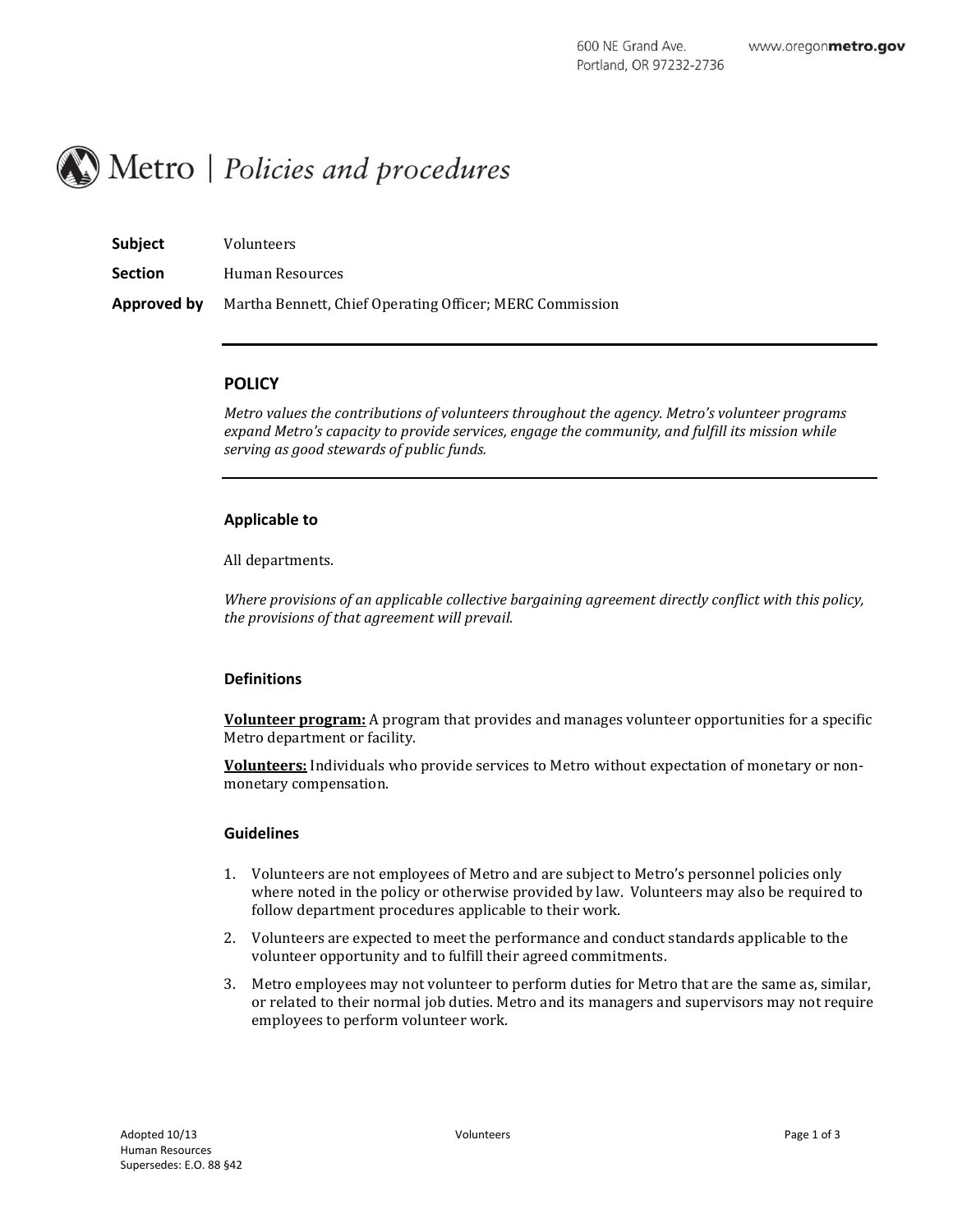# Metro | Policies and procedures

**Subject** Volunteers

**Section** Human Resources

**Approved by** Martha Bennett, Chief Operating Officer; MERC Commission

---

## POLICY

*Metro values the contributions of volunteers throughout the agency. Metro's volunteer programs expand Metro's capacity to provide services, engage the community, and fulfill its mission while serving as good stewards of public funds.*

---

### Applicable to

All departments.

*Where provisions of an applicable collective bargaining agreement directly conflict with this policy, the provisions of that agreement will prevail.*

### Definitions

**Volunteer program:** A program that provides and manages volunteer opportunities for a specific Metro department or facility.

**Volunteers:** Individuals who provide services to Metro without expectation of monetary or non-monetary compensation.

### Guidelines

1. Volunteers are not employees of Metro and are subject to Metro's personnel policies only where noted in the policy or otherwise provided by law. Volunteers may also be required to follow department procedures applicable to their work.
2. Volunteers are expected to meet the performance and conduct standards applicable to the volunteer opportunity and to fulfill their agreed commitments.
3. Metro employees may not volunteer to perform duties for Metro that are the same as, similar, or related to their normal job duties. Metro and its managers and supervisors may not require employees to perform volunteer work.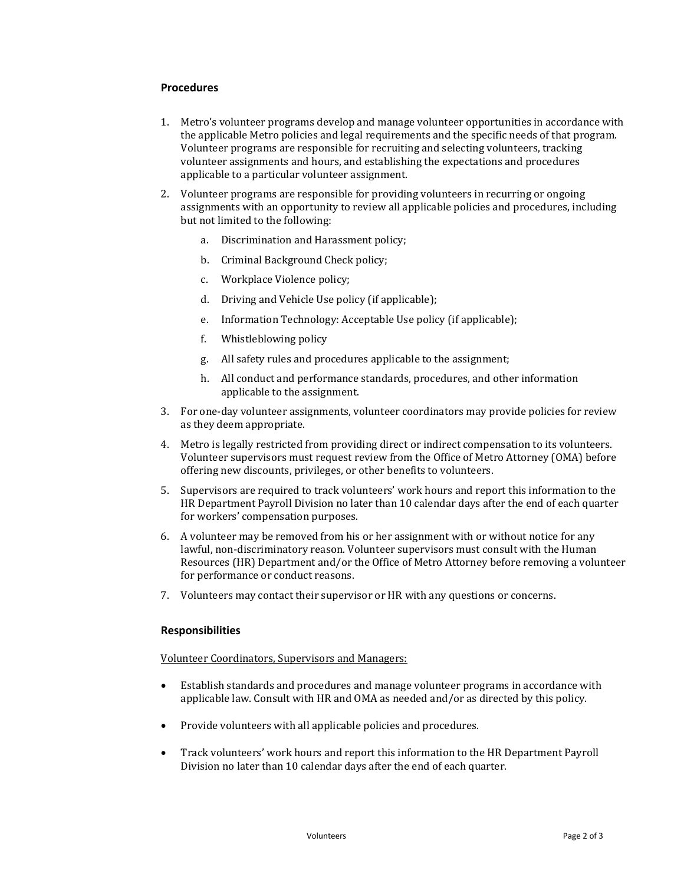### Procedures

1. Metro's volunteer programs develop and manage volunteer opportunities in accordance with the applicable Metro policies and legal requirements and the specific needs of that program. Volunteer programs are responsible for recruiting and selecting volunteers, tracking volunteer assignments and hours, and establishing the expectations and procedures applicable to a particular volunteer assignment.
2. Volunteer programs are responsible for providing volunteers in recurring or ongoing assignments with an opportunity to review all applicable policies and procedures, including but not limited to the following:
    a. Discrimination and Harassment policy;
    b. Criminal Background Check policy;
    c. Workplace Violence policy;
    d. Driving and Vehicle Use policy (if applicable);
    e. Information Technology: Acceptable Use policy (if applicable);
    f. Whistleblowing policy
    g. All safety rules and procedures applicable to the assignment;
    h. All conduct and performance standards, procedures, and other information applicable to the assignment.
3. For one-day volunteer assignments, volunteer coordinators may provide policies for review as they deem appropriate.
4. Metro is legally restricted from providing direct or indirect compensation to its volunteers. Volunteer supervisors must request review from the Office of Metro Attorney (OMA) before offering new discounts, privileges, or other benefits to volunteers.
5. Supervisors are required to track volunteers' work hours and report this information to the HR Department Payroll Division no later than 10 calendar days after the end of each quarter for workers' compensation purposes.
6. A volunteer may be removed from his or her assignment with or without notice for any lawful, non-discriminatory reason. Volunteer supervisors must consult with the Human Resources (HR) Department and/or the Office of Metro Attorney before removing a volunteer for performance or conduct reasons.
7. Volunteers may contact their supervisor or HR with any questions or concerns.

### Responsibilities

Volunteer Coordinators, Supervisors and Managers:

- Establish standards and procedures and manage volunteer programs in accordance with applicable law. Consult with HR and OMA as needed and/or as directed by this policy.
- Provide volunteers with all applicable policies and procedures.
- Track volunteers' work hours and report this information to the HR Department Payroll Division no later than 10 calendar days after the end of each quarter.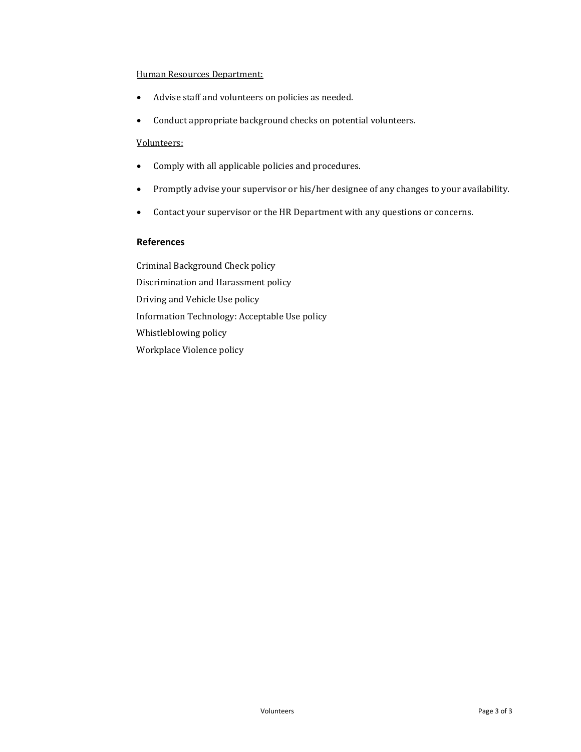<u>Human Resources Department:</u>

- Advise staff and volunteers on policies as needed.
- Conduct appropriate background checks on potential volunteers.

<u>Volunteers:</u>

- Comply with all applicable policies and procedures.
- Promptly advise your supervisor or his/her designee of any changes to your availability.
- Contact your supervisor or the HR Department with any questions or concerns.

## References

Criminal Background Check policy

Discrimination and Harassment policy

Driving and Vehicle Use policy

Information Technology: Acceptable Use policy

Whistleblowing policy

Workplace Violence policy